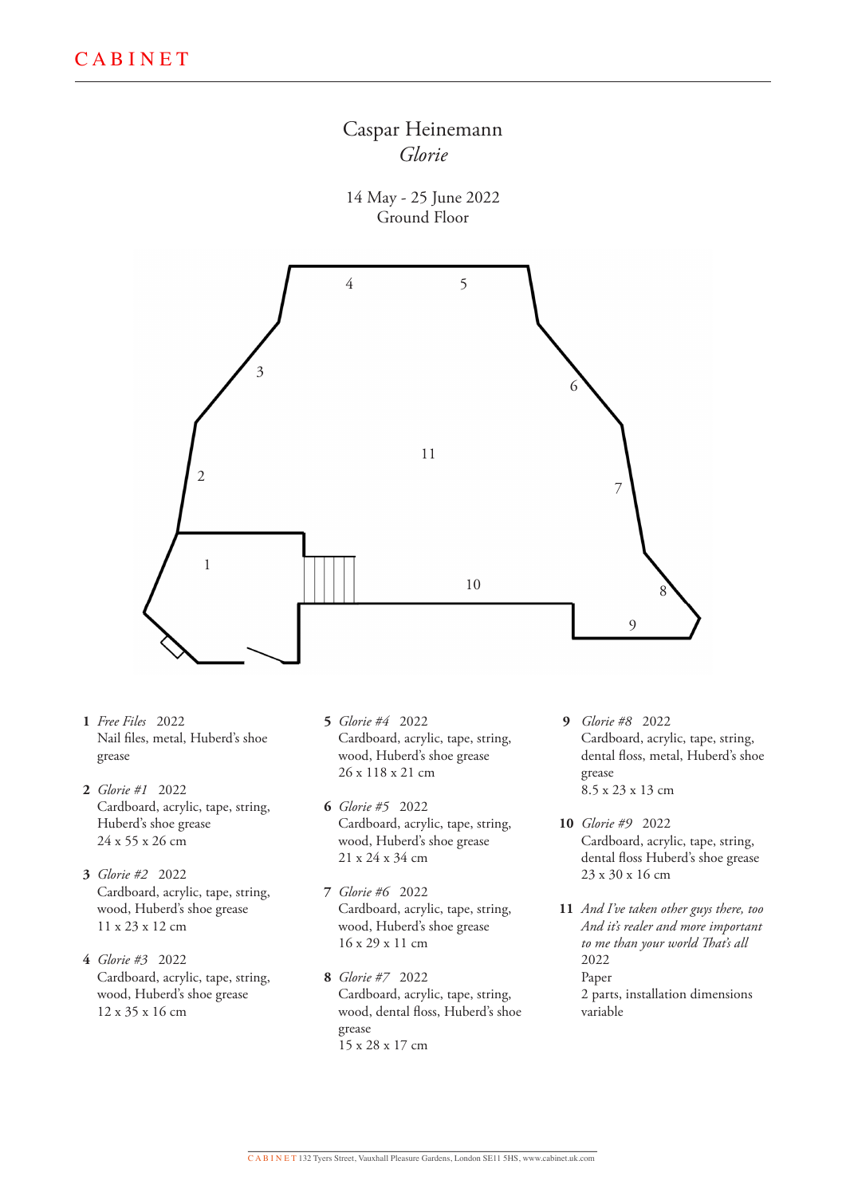CABINET

# Caspar Heinemann
## *Glorie*

14 May - 25 June 2022
Ground Floor

1 *Free Files* 2022
Nail files, metal, Huberd's shoe grease

2 *Glorie #1* 2022
Cardboard, acrylic, tape, string, Huberd's shoe grease
24 x 55 x 26 cm

3 *Glorie #2* 2022
Cardboard, acrylic, tape, string, wood, Huberd's shoe grease
11 x 23 x 12 cm

4 *Glorie #3* 2022
Cardboard, acrylic, tape, string, wood, Huberd's shoe grease
12 x 35 x 16 cm

5 *Glorie #4* 2022
Cardboard, acrylic, tape, string, wood, Huberd's shoe grease
26 x 118 x 21 cm

6 *Glorie #5* 2022
Cardboard, acrylic, tape, string, wood, Huberd's shoe grease
21 x 24 x 34 cm

7 *Glorie #6* 2022
Cardboard, acrylic, tape, string, wood, Huberd's shoe grease
16 x 29 x 11 cm

8 *Glorie #7* 2022
Cardboard, acrylic, tape, string, wood, dental floss, Huberd's shoe grease
15 x 28 x 17 cm

9 *Glorie #8* 2022
Cardboard, acrylic, tape, string, dental floss, metal, Huberd's shoe grease
8.5 x 23 x 13 cm

10 *Glorie #9* 2022
Cardboard, acrylic, tape, string, dental floss Huberd's shoe grease
23 x 30 x 16 cm

11 *And I've taken other guys there, too And it's realer and more important to me than your world That's all* 2022
Paper
2 parts, installation dimensions variable

CABINET 132 Tyers Street, Vauxhall Pleasure Gardens, London SE11 5HS, www.cabinet.uk.com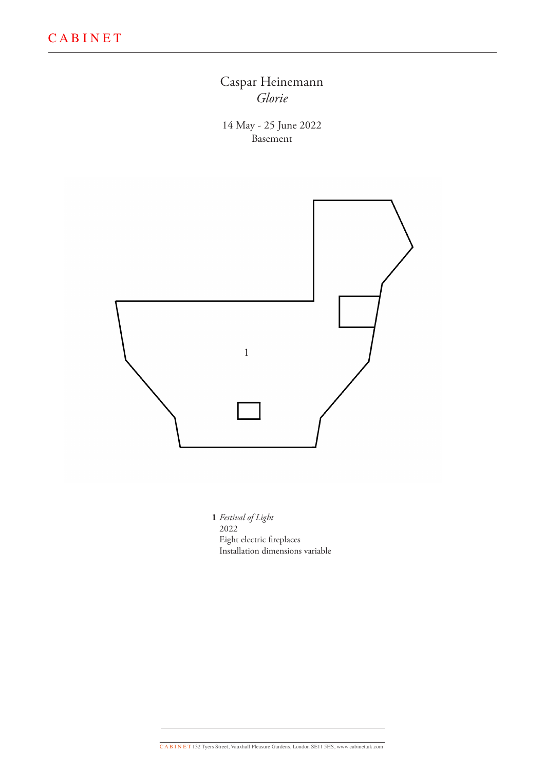CABINET

Caspar Heinemann
*Glorie*

14 May - 25 June 2022
Basement

1

**1** *Festival of Light*
2022
Eight electric fireplaces
Installation dimensions variable

CABINET 132 Tyers Street, Vauxhall Pleasure Gardens, London SE11 5HS, www.cabinet.uk.com